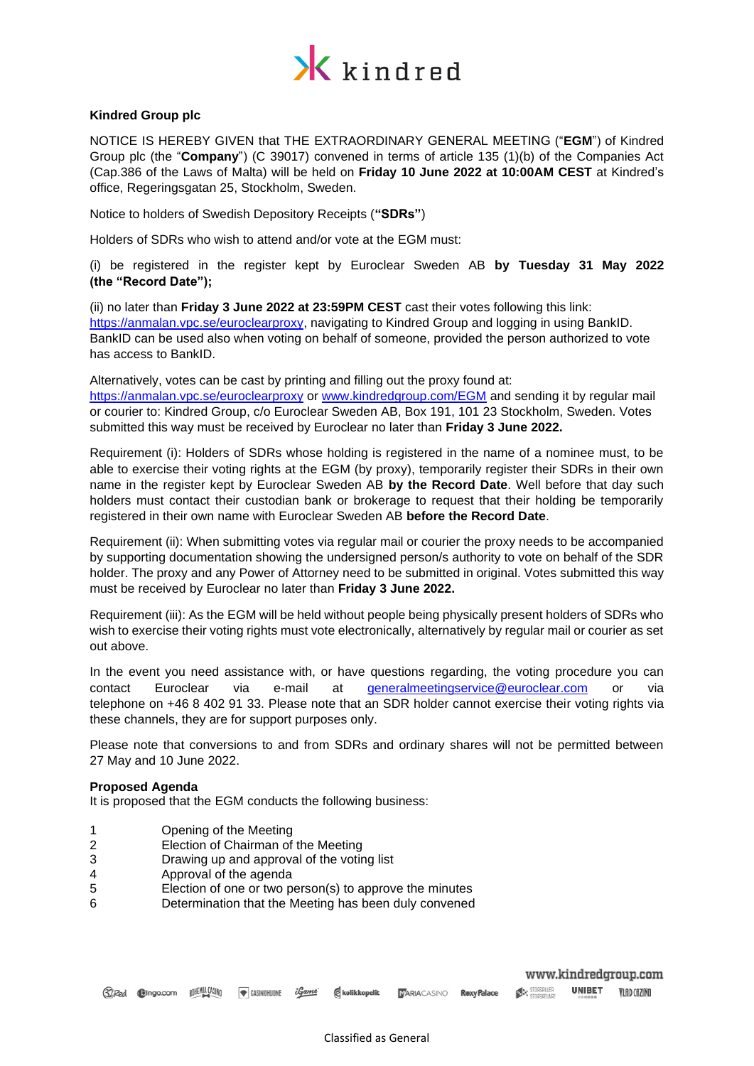**Kindred Group plc**

NOTICE IS HEREBY GIVEN that THE EXTRAORDINARY GENERAL MEETING ("**EGM**") of Kindred Group plc (the "**Company**") (C 39017) convened in terms of article 135 (1)(b) of the Companies Act (Cap.386 of the Laws of Malta) will be held on **Friday 10 June 2022 at 10:00AM CEST** at Kindred's office, Regeringsgatan 25, Stockholm, Sweden.

Notice to holders of Swedish Depository Receipts (**"SDRs"**)

Holders of SDRs who wish to attend and/or vote at the EGM must:

(i) be registered in the register kept by Euroclear Sweden AB **by Tuesday 31 May 2022 (the "Record Date");**

(ii) no later than **Friday 3 June 2022 at 23:59PM CEST** cast their votes following this link: https://anmalan.vpc.se/euroclearproxy, navigating to Kindred Group and logging in using BankID. BankID can be used also when voting on behalf of someone, provided the person authorized to vote has access to BankID.

Alternatively, votes can be cast by printing and filling out the proxy found at: https://anmalan.vpc.se/euroclearproxy or www.kindredgroup.com/EGM and sending it by regular mail or courier to: Kindred Group, c/o Euroclear Sweden AB, Box 191, 101 23 Stockholm, Sweden. Votes submitted this way must be received by Euroclear no later than **Friday 3 June 2022.**

Requirement (i): Holders of SDRs whose holding is registered in the name of a nominee must, to be able to exercise their voting rights at the EGM (by proxy), temporarily register their SDRs in their own name in the register kept by Euroclear Sweden AB **by the Record Date**. Well before that day such holders must contact their custodian bank or brokerage to request that their holding be temporarily registered in their own name with Euroclear Sweden AB **before the Record Date**.

Requirement (ii): When submitting votes via regular mail or courier the proxy needs to be accompanied by supporting documentation showing the undersigned person/s authority to vote on behalf of the SDR holder. The proxy and any Power of Attorney need to be submitted in original. Votes submitted this way must be received by Euroclear no later than **Friday 3 June 2022.**

Requirement (iii): As the EGM will be held without people being physically present holders of SDRs who wish to exercise their voting rights must vote electronically, alternatively by regular mail or courier as set out above.

In the event you need assistance with, or have questions regarding, the voting procedure you can contact Euroclear via e-mail at generalmeetingservice@euroclear.com or via telephone on +46 8 402 91 33. Please note that an SDR holder cannot exercise their voting rights via these channels, they are for support purposes only.

Please note that conversions to and from SDRs and ordinary shares will not be permitted between 27 May and 10 June 2022.

**Proposed Agenda**
It is proposed that the EGM conducts the following business:

1 Opening of the Meeting
2 Election of Chairman of the Meeting
3 Drawing up and approval of the voting list
4 Approval of the agenda
5 Election of one or two person(s) to approve the minutes
6 Determination that the Meeting has been duly convened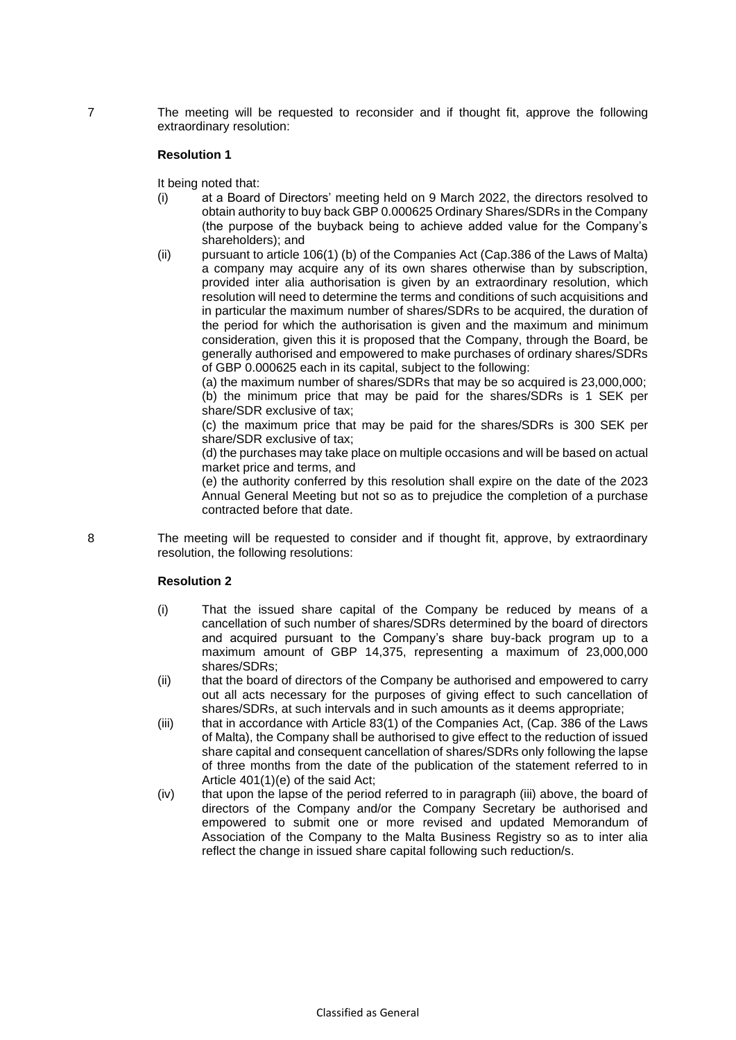7 The meeting will be requested to reconsider and if thought fit, approve the following extraordinary resolution:

**Resolution 1**

It being noted that:

(i) at a Board of Directors' meeting held on 9 March 2022, the directors resolved to obtain authority to buy back GBP 0.000625 Ordinary Shares/SDRs in the Company (the purpose of the buyback being to achieve added value for the Company's shareholders); and

(ii) pursuant to article 106(1) (b) of the Companies Act (Cap.386 of the Laws of Malta) a company may acquire any of its own shares otherwise than by subscription, provided inter alia authorisation is given by an extraordinary resolution, which resolution will need to determine the terms and conditions of such acquisitions and in particular the maximum number of shares/SDRs to be acquired, the duration of the period for which the authorisation is given and the maximum and minimum consideration, given this it is proposed that the Company, through the Board, be generally authorised and empowered to make purchases of ordinary shares/SDRs of GBP 0.000625 each in its capital, subject to the following:

(a) the maximum number of shares/SDRs that may be so acquired is 23,000,000;

(b) the minimum price that may be paid for the shares/SDRs is 1 SEK per share/SDR exclusive of tax;

(c) the maximum price that may be paid for the shares/SDRs is 300 SEK per share/SDR exclusive of tax;

(d) the purchases may take place on multiple occasions and will be based on actual market price and terms, and

(e) the authority conferred by this resolution shall expire on the date of the 2023 Annual General Meeting but not so as to prejudice the completion of a purchase contracted before that date.

8 The meeting will be requested to consider and if thought fit, approve, by extraordinary resolution, the following resolutions:

**Resolution 2**

(i) That the issued share capital of the Company be reduced by means of a cancellation of such number of shares/SDRs determined by the board of directors and acquired pursuant to the Company's share buy-back program up to a maximum amount of GBP 14,375, representing a maximum of 23,000,000 shares/SDRs;

(ii) that the board of directors of the Company be authorised and empowered to carry out all acts necessary for the purposes of giving effect to such cancellation of shares/SDRs, at such intervals and in such amounts as it deems appropriate;

(iii) that in accordance with Article 83(1) of the Companies Act, (Cap. 386 of the Laws of Malta), the Company shall be authorised to give effect to the reduction of issued share capital and consequent cancellation of shares/SDRs only following the lapse of three months from the date of the publication of the statement referred to in Article 401(1)(e) of the said Act;

(iv) that upon the lapse of the period referred to in paragraph (iii) above, the board of directors of the Company and/or the Company Secretary be authorised and empowered to submit one or more revised and updated Memorandum of Association of the Company to the Malta Business Registry so as to inter alia reflect the change in issued share capital following such reduction/s.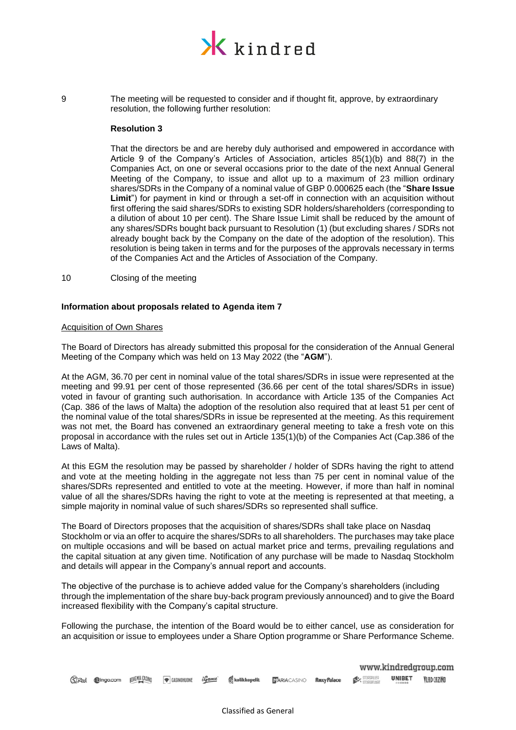9 The meeting will be requested to consider and if thought fit, approve, by extraordinary resolution, the following further resolution:

**Resolution 3**

That the directors be and are hereby duly authorised and empowered in accordance with Article 9 of the Company's Articles of Association, articles 85(1)(b) and 88(7) in the Companies Act, on one or several occasions prior to the date of the next Annual General Meeting of the Company, to issue and allot up to a maximum of 23 million ordinary shares/SDRs in the Company of a nominal value of GBP 0.000625 each (the "**Share Issue Limit**") for payment in kind or through a set-off in connection with an acquisition without first offering the said shares/SDRs to existing SDR holders/shareholders (corresponding to a dilution of about 10 per cent). The Share Issue Limit shall be reduced by the amount of any shares/SDRs bought back pursuant to Resolution (1) (but excluding shares / SDRs not already bought back by the Company on the date of the adoption of the resolution). This resolution is being taken in terms and for the purposes of the approvals necessary in terms of the Companies Act and the Articles of Association of the Company.

10 Closing of the meeting

**Information about proposals related to Agenda item 7**

Acquisition of Own Shares

The Board of Directors has already submitted this proposal for the consideration of the Annual General Meeting of the Company which was held on 13 May 2022 (the "**AGM**").

At the AGM, 36.70 per cent in nominal value of the total shares/SDRs in issue were represented at the meeting and 99.91 per cent of those represented (36.66 per cent of the total shares/SDRs in issue) voted in favour of granting such authorisation. In accordance with Article 135 of the Companies Act (Cap. 386 of the laws of Malta) the adoption of the resolution also required that at least 51 per cent of the nominal value of the total shares/SDRs in issue be represented at the meeting. As this requirement was not met, the Board has convened an extraordinary general meeting to take a fresh vote on this proposal in accordance with the rules set out in Article 135(1)(b) of the Companies Act (Cap.386 of the Laws of Malta).

At this EGM the resolution may be passed by shareholder / holder of SDRs having the right to attend and vote at the meeting holding in the aggregate not less than 75 per cent in nominal value of the shares/SDRs represented and entitled to vote at the meeting. However, if more than half in nominal value of all the shares/SDRs having the right to vote at the meeting is represented at that meeting, a simple majority in nominal value of such shares/SDRs so represented shall suffice.

The Board of Directors proposes that the acquisition of shares/SDRs shall take place on Nasdaq Stockholm or via an offer to acquire the shares/SDRs to all shareholders. The purchases may take place on multiple occasions and will be based on actual market price and terms, prevailing regulations and the capital situation at any given time. Notification of any purchase will be made to Nasdaq Stockholm and details will appear in the Company's annual report and accounts.

The objective of the purchase is to achieve added value for the Company's shareholders (including through the implementation of the share buy-back program previously announced) and to give the Board increased flexibility with the Company's capital structure.

Following the purchase, the intention of the Board would be to either cancel, use as consideration for an acquisition or issue to employees under a Share Option programme or Share Performance Scheme.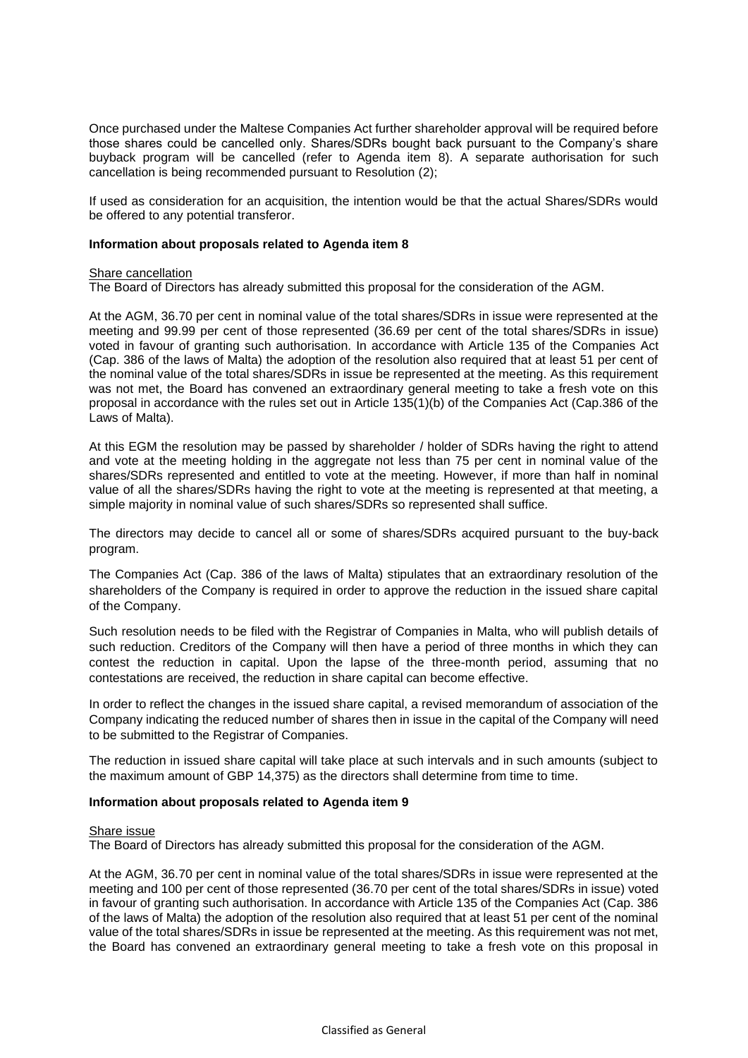Once purchased under the Maltese Companies Act further shareholder approval will be required before those shares could be cancelled only. Shares/SDRs bought back pursuant to the Company's share buyback program will be cancelled (refer to Agenda item 8). A separate authorisation for such cancellation is being recommended pursuant to Resolution (2);

If used as consideration for an acquisition, the intention would be that the actual Shares/SDRs would be offered to any potential transferor.

**Information about proposals related to Agenda item 8**

Share cancellation

The Board of Directors has already submitted this proposal for the consideration of the AGM.

At the AGM, 36.70 per cent in nominal value of the total shares/SDRs in issue were represented at the meeting and 99.99 per cent of those represented (36.69 per cent of the total shares/SDRs in issue) voted in favour of granting such authorisation. In accordance with Article 135 of the Companies Act (Cap. 386 of the laws of Malta) the adoption of the resolution also required that at least 51 per cent of the nominal value of the total shares/SDRs in issue be represented at the meeting. As this requirement was not met, the Board has convened an extraordinary general meeting to take a fresh vote on this proposal in accordance with the rules set out in Article 135(1)(b) of the Companies Act (Cap.386 of the Laws of Malta).

At this EGM the resolution may be passed by shareholder / holder of SDRs having the right to attend and vote at the meeting holding in the aggregate not less than 75 per cent in nominal value of the shares/SDRs represented and entitled to vote at the meeting. However, if more than half in nominal value of all the shares/SDRs having the right to vote at the meeting is represented at that meeting, a simple majority in nominal value of such shares/SDRs so represented shall suffice.

The directors may decide to cancel all or some of shares/SDRs acquired pursuant to the buy-back program.

The Companies Act (Cap. 386 of the laws of Malta) stipulates that an extraordinary resolution of the shareholders of the Company is required in order to approve the reduction in the issued share capital of the Company.

Such resolution needs to be filed with the Registrar of Companies in Malta, who will publish details of such reduction. Creditors of the Company will then have a period of three months in which they can contest the reduction in capital. Upon the lapse of the three-month period, assuming that no contestations are received, the reduction in share capital can become effective.

In order to reflect the changes in the issued share capital, a revised memorandum of association of the Company indicating the reduced number of shares then in issue in the capital of the Company will need to be submitted to the Registrar of Companies.

The reduction in issued share capital will take place at such intervals and in such amounts (subject to the maximum amount of GBP 14,375) as the directors shall determine from time to time.

**Information about proposals related to Agenda item 9**

Share issue

The Board of Directors has already submitted this proposal for the consideration of the AGM.

At the AGM, 36.70 per cent in nominal value of the total shares/SDRs in issue were represented at the meeting and 100 per cent of those represented (36.70 per cent of the total shares/SDRs in issue) voted in favour of granting such authorisation. In accordance with Article 135 of the Companies Act (Cap. 386 of the laws of Malta) the adoption of the resolution also required that at least 51 per cent of the nominal value of the total shares/SDRs in issue be represented at the meeting. As this requirement was not met, the Board has convened an extraordinary general meeting to take a fresh vote on this proposal in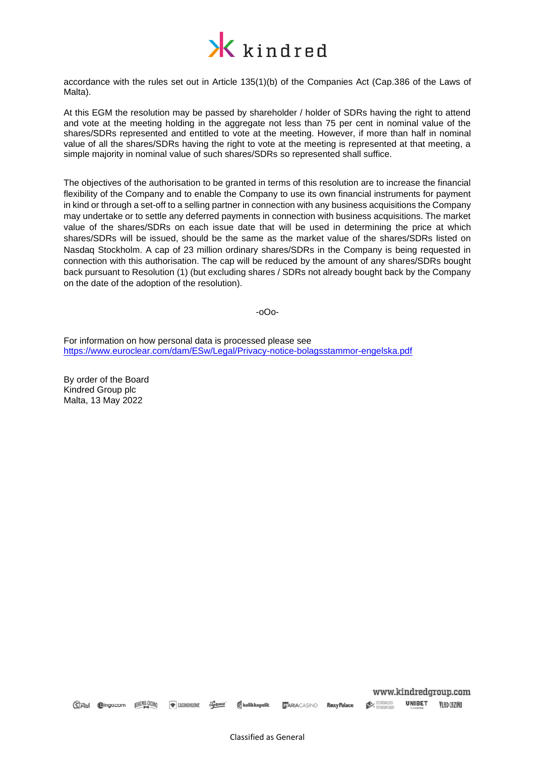accordance with the rules set out in Article 135(1)(b) of the Companies Act (Cap.386 of the Laws of Malta).

At this EGM the resolution may be passed by shareholder / holder of SDRs having the right to attend and vote at the meeting holding in the aggregate not less than 75 per cent in nominal value of the shares/SDRs represented and entitled to vote at the meeting. However, if more than half in nominal value of all the shares/SDRs having the right to vote at the meeting is represented at that meeting, a simple majority in nominal value of such shares/SDRs so represented shall suffice.

The objectives of the authorisation to be granted in terms of this resolution are to increase the financial flexibility of the Company and to enable the Company to use its own financial instruments for payment in kind or through a set-off to a selling partner in connection with any business acquisitions the Company may undertake or to settle any deferred payments in connection with business acquisitions. The market value of the shares/SDRs on each issue date that will be used in determining the price at which shares/SDRs will be issued, should be the same as the market value of the shares/SDRs listed on Nasdaq Stockholm. A cap of 23 million ordinary shares/SDRs in the Company is being requested in connection with this authorisation. The cap will be reduced by the amount of any shares/SDRs bought back pursuant to Resolution (1) (but excluding shares / SDRs not already bought back by the Company on the date of the adoption of the resolution).

-oOo-

For information on how personal data is processed please see
https://www.euroclear.com/dam/ESw/Legal/Privacy-notice-bolagsstammor-engelska.pdf

By order of the Board
Kindred Group plc
Malta, 13 May 2022